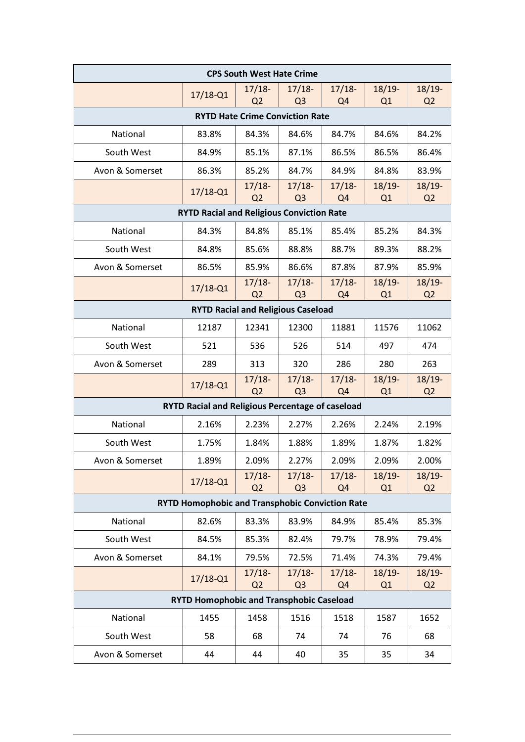| CPS South West Hate Crime | | | | | | |
|---|---|---|---|---|---|---|
| | 17/18-Q1 | 17/18-Q2 | 17/18-Q3 | 17/18-Q4 | 18/19-Q1 | 18/19-Q2 |
| **RYTD Hate Crime Conviction Rate** | | | | | | |
| National | 83.8% | 84.3% | 84.6% | 84.7% | 84.6% | 84.2% |
| South West | 84.9% | 85.1% | 87.1% | 86.5% | 86.5% | 86.4% |
| Avon & Somerset | 86.3% | 85.2% | 84.7% | 84.9% | 84.8% | 83.9% |
| | 17/18-Q1 | 17/18-Q2 | 17/18-Q3 | 17/18-Q4 | 18/19-Q1 | 18/19-Q2 |
| **RYTD Racial and Religious Conviction Rate** | | | | | | |
| National | 84.3% | 84.8% | 85.1% | 85.4% | 85.2% | 84.3% |
| South West | 84.8% | 85.6% | 88.8% | 88.7% | 89.3% | 88.2% |
| Avon & Somerset | 86.5% | 85.9% | 86.6% | 87.8% | 87.9% | 85.9% |
| | 17/18-Q1 | 17/18-Q2 | 17/18-Q3 | 17/18-Q4 | 18/19-Q1 | 18/19-Q2 |
| **RYTD Racial and Religious Caseload** | | | | | | |
| National | 12187 | 12341 | 12300 | 11881 | 11576 | 11062 |
| South West | 521 | 536 | 526 | 514 | 497 | 474 |
| Avon & Somerset | 289 | 313 | 320 | 286 | 280 | 263 |
| | 17/18-Q1 | 17/18-Q2 | 17/18-Q3 | 17/18-Q4 | 18/19-Q1 | 18/19-Q2 |
| **RYTD Racial and Religious Percentage of caseload** | | | | | | |
| National | 2.16% | 2.23% | 2.27% | 2.26% | 2.24% | 2.19% |
| South West | 1.75% | 1.84% | 1.88% | 1.89% | 1.87% | 1.82% |
| Avon & Somerset | 1.89% | 2.09% | 2.27% | 2.09% | 2.09% | 2.00% |
| | 17/18-Q1 | 17/18-Q2 | 17/18-Q3 | 17/18-Q4 | 18/19-Q1 | 18/19-Q2 |
| **RYTD Homophobic and Transphobic Conviction Rate** | | | | | | |
| National | 82.6% | 83.3% | 83.9% | 84.9% | 85.4% | 85.3% |
| South West | 84.5% | 85.3% | 82.4% | 79.7% | 78.9% | 79.4% |
| Avon & Somerset | 84.1% | 79.5% | 72.5% | 71.4% | 74.3% | 79.4% |
| | 17/18-Q1 | 17/18-Q2 | 17/18-Q3 | 17/18-Q4 | 18/19-Q1 | 18/19-Q2 |
| **RYTD Homophobic and Transphobic Caseload** | | | | | | |
| National | 1455 | 1458 | 1516 | 1518 | 1587 | 1652 |
| South West | 58 | 68 | 74 | 74 | 76 | 68 |
| Avon & Somerset | 44 | 44 | 40 | 35 | 35 | 34 |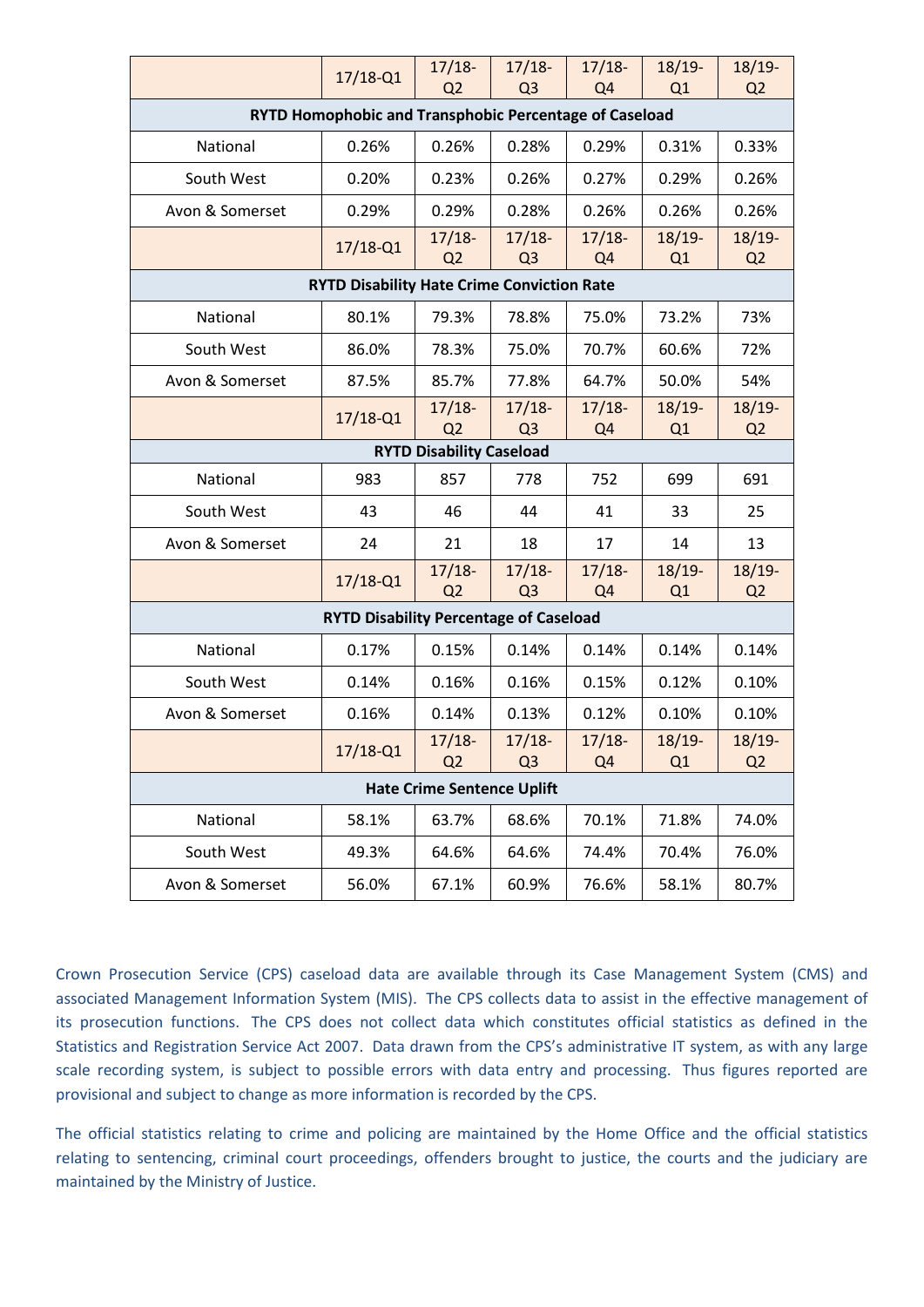| | 17/18-Q1 | 17/18-Q2 | 17/18-Q3 | 17/18-Q4 | 18/19-Q1 | 18/19-Q2 |
|---|---|---|---|---|---|---|
| **RYTD Homophobic and Transphobic Percentage of Caseload** | | | | | | |
| National | 0.26% | 0.26% | 0.28% | 0.29% | 0.31% | 0.33% |
| South West | 0.20% | 0.23% | 0.26% | 0.27% | 0.29% | 0.26% |
| Avon & Somerset | 0.29% | 0.29% | 0.28% | 0.26% | 0.26% | 0.26% |
| | 17/18-Q1 | 17/18-Q2 | 17/18-Q3 | 17/18-Q4 | 18/19-Q1 | 18/19-Q2 |
| **RYTD Disability Hate Crime Conviction Rate** | | | | | | |
| National | 80.1% | 79.3% | 78.8% | 75.0% | 73.2% | 73% |
| South West | 86.0% | 78.3% | 75.0% | 70.7% | 60.6% | 72% |
| Avon & Somerset | 87.5% | 85.7% | 77.8% | 64.7% | 50.0% | 54% |
| | 17/18-Q1 | 17/18-Q2 | 17/18-Q3 | 17/18-Q4 | 18/19-Q1 | 18/19-Q2 |
| **RYTD Disability Caseload** | | | | | | |
| National | 983 | 857 | 778 | 752 | 699 | 691 |
| South West | 43 | 46 | 44 | 41 | 33 | 25 |
| Avon & Somerset | 24 | 21 | 18 | 17 | 14 | 13 |
| | 17/18-Q1 | 17/18-Q2 | 17/18-Q3 | 17/18-Q4 | 18/19-Q1 | 18/19-Q2 |
| **RYTD Disability Percentage of Caseload** | | | | | | |
| National | 0.17% | 0.15% | 0.14% | 0.14% | 0.14% | 0.14% |
| South West | 0.14% | 0.16% | 0.16% | 0.15% | 0.12% | 0.10% |
| Avon & Somerset | 0.16% | 0.14% | 0.13% | 0.12% | 0.10% | 0.10% |
| | 17/18-Q1 | 17/18-Q2 | 17/18-Q3 | 17/18-Q4 | 18/19-Q1 | 18/19-Q2 |
| **Hate Crime Sentence Uplift** | | | | | | |
| National | 58.1% | 63.7% | 68.6% | 70.1% | 71.8% | 74.0% |
| South West | 49.3% | 64.6% | 64.6% | 74.4% | 70.4% | 76.0% |
| Avon & Somerset | 56.0% | 67.1% | 60.9% | 76.6% | 58.1% | 80.7% |

Crown Prosecution Service (CPS) caseload data are available through its Case Management System (CMS) and associated Management Information System (MIS). The CPS collects data to assist in the effective management of its prosecution functions. The CPS does not collect data which constitutes official statistics as defined in the Statistics and Registration Service Act 2007. Data drawn from the CPS's administrative IT system, as with any large scale recording system, is subject to possible errors with data entry and processing. Thus figures reported are provisional and subject to change as more information is recorded by the CPS.

The official statistics relating to crime and policing are maintained by the Home Office and the official statistics relating to sentencing, criminal court proceedings, offenders brought to justice, the courts and the judiciary are maintained by the Ministry of Justice.